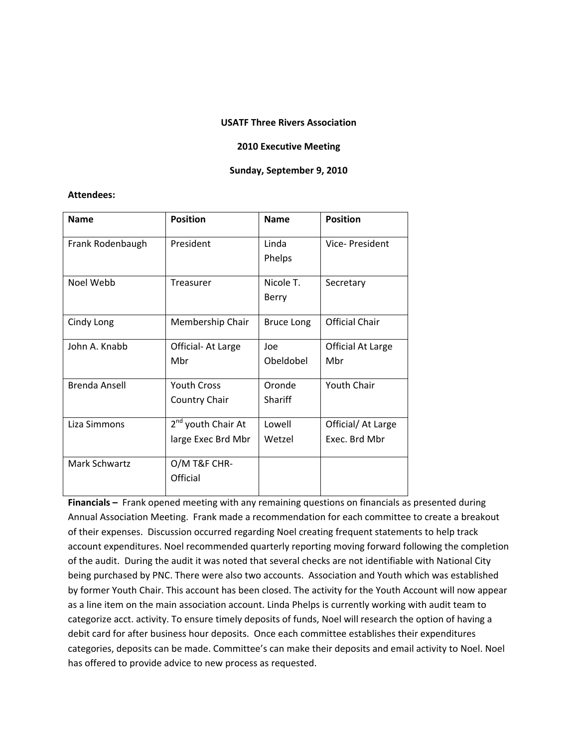**USATF Three Rivers Association**

**2010 Executive Meeting**

**Sunday, September 9, 2010**

**Attendees:**

| Name | Position | Name | Position |
|---|---|---|---|
| Frank Rodenbaugh | President | Linda Phelps | Vice- President |
| Noel Webb | Treasurer | Nicole T. Berry | Secretary |
| Cindy Long | Membership Chair | Bruce Long | Official Chair |
| John A. Knabb | Official- At Large Mbr | Joe Obeldobel | Official At Large Mbr |
| Brenda Ansell | Youth Cross Country Chair | Oronde Shariff | Youth Chair |
| Liza Simmons | 2nd youth Chair At large Exec Brd Mbr | Lowell Wetzel | Official/ At Large Exec. Brd Mbr |
| Mark Schwartz | O/M T&F CHR-Official | | |

**Financials –** Frank opened meeting with any remaining questions on financials as presented during Annual Association Meeting. Frank made a recommendation for each committee to create a breakout of their expenses. Discussion occurred regarding Noel creating frequent statements to help track account expenditures. Noel recommended quarterly reporting moving forward following the completion of the audit. During the audit it was noted that several checks are not identifiable with National City being purchased by PNC. There were also two accounts. Association and Youth which was established by former Youth Chair. This account has been closed. The activity for the Youth Account will now appear as a line item on the main association account. Linda Phelps is currently working with audit team to categorize acct. activity. To ensure timely deposits of funds, Noel will research the option of having a debit card for after business hour deposits. Once each committee establishes their expenditures categories, deposits can be made. Committee's can make their deposits and email activity to Noel. Noel has offered to provide advice to new process as requested.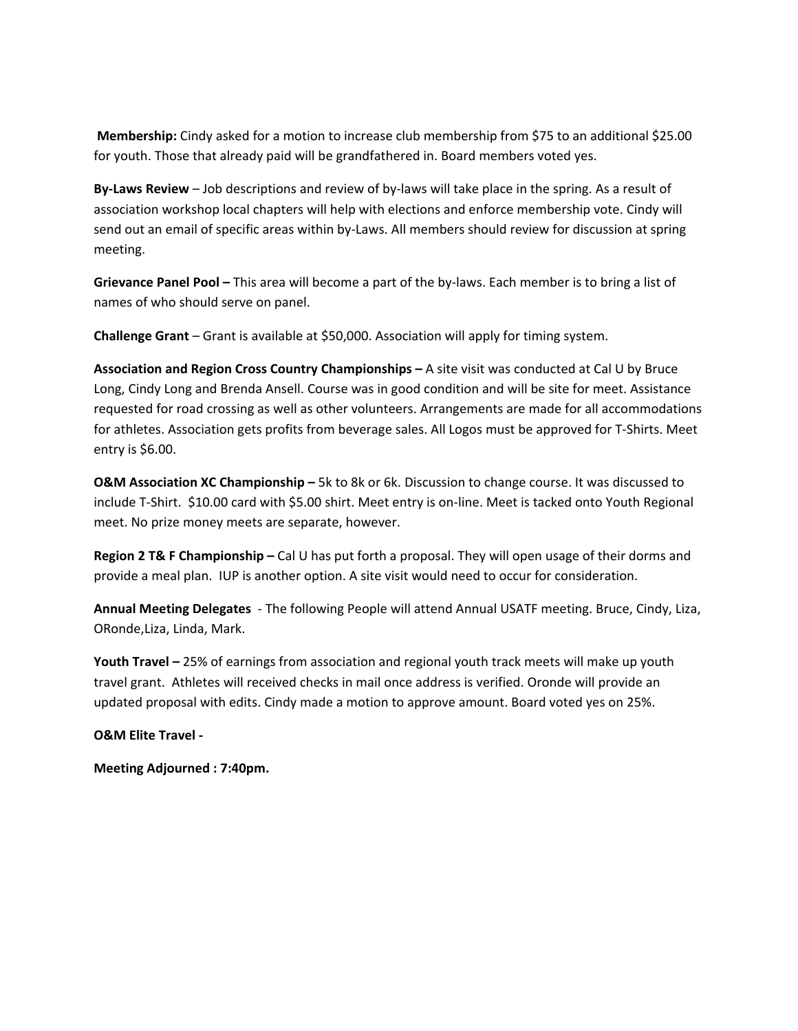**Membership:** Cindy asked for a motion to increase club membership from $75 to an additional $25.00 for youth. Those that already paid will be grandfathered in. Board members voted yes.

**By-Laws Review** – Job descriptions and review of by-laws will take place in the spring. As a result of association workshop local chapters will help with elections and enforce membership vote. Cindy will send out an email of specific areas within by-Laws. All members should review for discussion at spring meeting.

**Grievance Panel Pool –** This area will become a part of the by-laws. Each member is to bring a list of names of who should serve on panel.

**Challenge Grant** – Grant is available at $50,000. Association will apply for timing system.

**Association and Region Cross Country Championships –** A site visit was conducted at Cal U by Bruce Long, Cindy Long and Brenda Ansell. Course was in good condition and will be site for meet. Assistance requested for road crossing as well as other volunteers. Arrangements are made for all accommodations for athletes. Association gets profits from beverage sales. All Logos must be approved for T-Shirts. Meet entry is $6.00.

**O&M Association XC Championship –** 5k to 8k or 6k. Discussion to change course. It was discussed to include T-Shirt. $10.00 card with $5.00 shirt. Meet entry is on-line. Meet is tacked onto Youth Regional meet. No prize money meets are separate, however.

**Region 2 T& F Championship –** Cal U has put forth a proposal. They will open usage of their dorms and provide a meal plan. IUP is another option. A site visit would need to occur for consideration.

**Annual Meeting Delegates** - The following People will attend Annual USATF meeting. Bruce, Cindy, Liza, ORonde,Liza, Linda, Mark.

**Youth Travel –** 25% of earnings from association and regional youth track meets will make up youth travel grant. Athletes will received checks in mail once address is verified. Oronde will provide an updated proposal with edits. Cindy made a motion to approve amount. Board voted yes on 25%.

**O&M Elite Travel -**

**Meeting Adjourned : 7:40pm.**